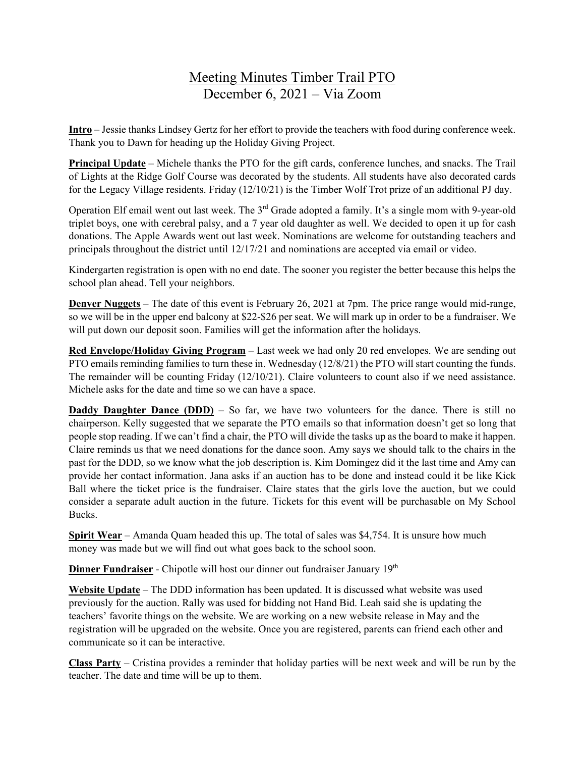# Meeting Minutes Timber Trail PTO

## December 6, 2021 – Via Zoom

**Intro** – Jessie thanks Lindsey Gertz for her effort to provide the teachers with food during conference week. Thank you to Dawn for heading up the Holiday Giving Project.

**Principal Update** – Michele thanks the PTO for the gift cards, conference lunches, and snacks. The Trail of Lights at the Ridge Golf Course was decorated by the students. All students have also decorated cards for the Legacy Village residents. Friday (12/10/21) is the Timber Wolf Trot prize of an additional PJ day.

Operation Elf email went out last week. The 3rd Grade adopted a family. It's a single mom with 9-year-old triplet boys, one with cerebral palsy, and a 7 year old daughter as well. We decided to open it up for cash donations. The Apple Awards went out last week. Nominations are welcome for outstanding teachers and principals throughout the district until 12/17/21 and nominations are accepted via email or video.

Kindergarten registration is open with no end date. The sooner you register the better because this helps the school plan ahead. Tell your neighbors.

**Denver Nuggets** – The date of this event is February 26, 2021 at 7pm. The price range would mid-range, so we will be in the upper end balcony at $22-$26 per seat. We will mark up in order to be a fundraiser. We will put down our deposit soon. Families will get the information after the holidays.

**Red Envelope/Holiday Giving Program** – Last week we had only 20 red envelopes. We are sending out PTO emails reminding families to turn these in. Wednesday (12/8/21) the PTO will start counting the funds. The remainder will be counting Friday (12/10/21). Claire volunteers to count also if we need assistance. Michele asks for the date and time so we can have a space.

**Daddy Daughter Dance (DDD)** – So far, we have two volunteers for the dance. There is still no chairperson. Kelly suggested that we separate the PTO emails so that information doesn't get so long that people stop reading. If we can't find a chair, the PTO will divide the tasks up as the board to make it happen. Claire reminds us that we need donations for the dance soon. Amy says we should talk to the chairs in the past for the DDD, so we know what the job description is. Kim Domingez did it the last time and Amy can provide her contact information. Jana asks if an auction has to be done and instead could it be like Kick Ball where the ticket price is the fundraiser. Claire states that the girls love the auction, but we could consider a separate adult auction in the future. Tickets for this event will be purchasable on My School Bucks.

**Spirit Wear** – Amanda Quam headed this up. The total of sales was $4,754. It is unsure how much money was made but we will find out what goes back to the school soon.

**Dinner Fundraiser** - Chipotle will host our dinner out fundraiser January 19th

**Website Update** – The DDD information has been updated. It is discussed what website was used previously for the auction. Rally was used for bidding not Hand Bid. Leah said she is updating the teachers' favorite things on the website. We are working on a new website release in May and the registration will be upgraded on the website. Once you are registered, parents can friend each other and communicate so it can be interactive.

**Class Party** – Cristina provides a reminder that holiday parties will be next week and will be run by the teacher. The date and time will be up to them.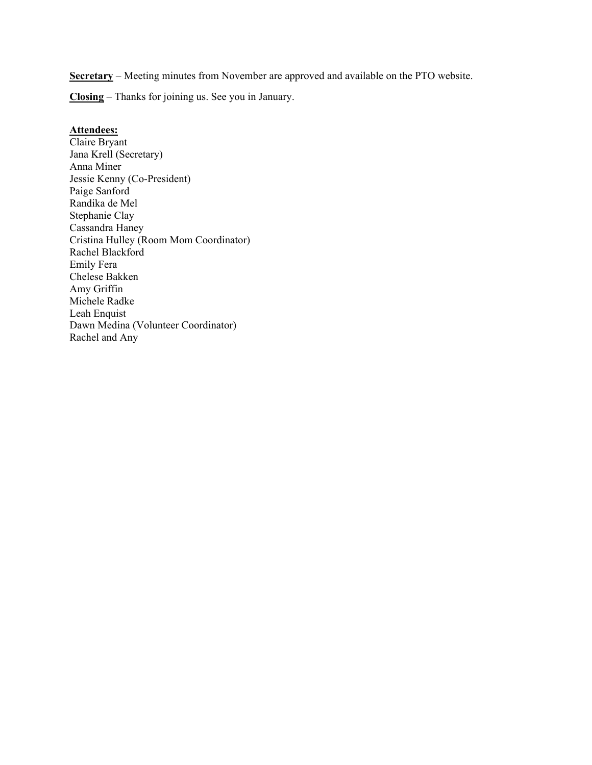**<u>Secretary</u>** – Meeting minutes from November are approved and available on the PTO website.

**<u>Closing</u>** – Thanks for joining us. See you in January.

**<u>Attendees:</u>**
Claire Bryant
Jana Krell (Secretary)
Anna Miner
Jessie Kenny (Co-President)
Paige Sanford
Randika de Mel
Stephanie Clay
Cassandra Haney
Cristina Hulley (Room Mom Coordinator)
Rachel Blackford
Emily Fera
Chelese Bakken
Amy Griffin
Michele Radke
Leah Enquist
Dawn Medina (Volunteer Coordinator)
Rachel and Any